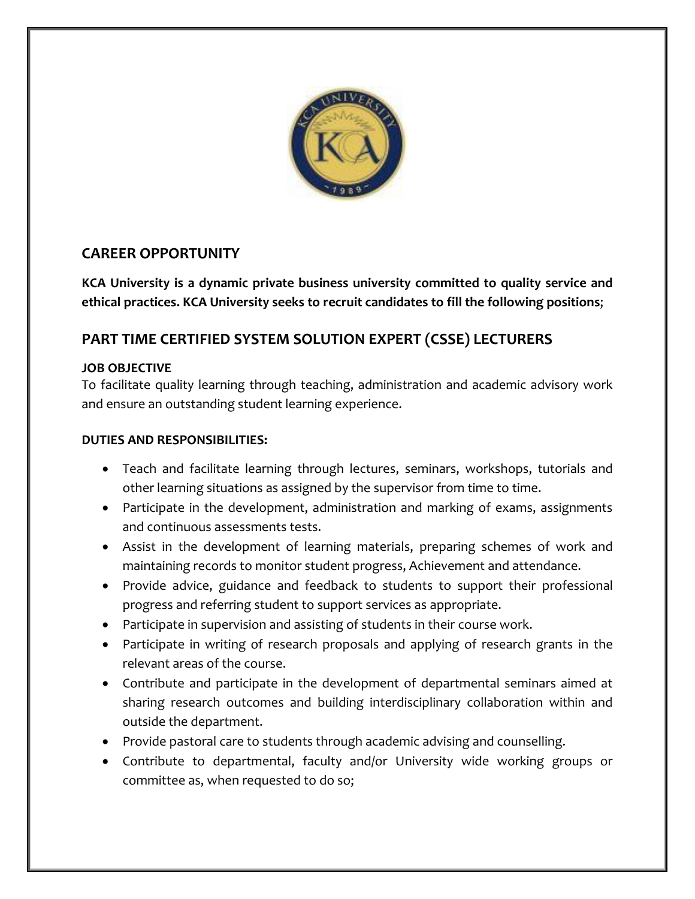## CAREER OPPORTUNITY

**KCA University is a dynamic private business university committed to quality service and ethical practices. KCA University seeks to recruit candidates to fill the following positions**;

## PART TIME CERTIFIED SYSTEM SOLUTION EXPERT (CSSE) LECTURERS

**JOB OBJECTIVE**

To facilitate quality learning through teaching, administration and academic advisory work and ensure an outstanding student learning experience.

**DUTIES AND RESPONSIBILITIES:**

- Teach and facilitate learning through lectures, seminars, workshops, tutorials and other learning situations as assigned by the supervisor from time to time.
- Participate in the development, administration and marking of exams, assignments and continuous assessments tests.
- Assist in the development of learning materials, preparing schemes of work and maintaining records to monitor student progress, Achievement and attendance.
- Provide advice, guidance and feedback to students to support their professional progress and referring student to support services as appropriate.
- Participate in supervision and assisting of students in their course work.
- Participate in writing of research proposals and applying of research grants in the relevant areas of the course.
- Contribute and participate in the development of departmental seminars aimed at sharing research outcomes and building interdisciplinary collaboration within and outside the department.
- Provide pastoral care to students through academic advising and counselling.
- Contribute to departmental, faculty and/or University wide working groups or committee as, when requested to do so;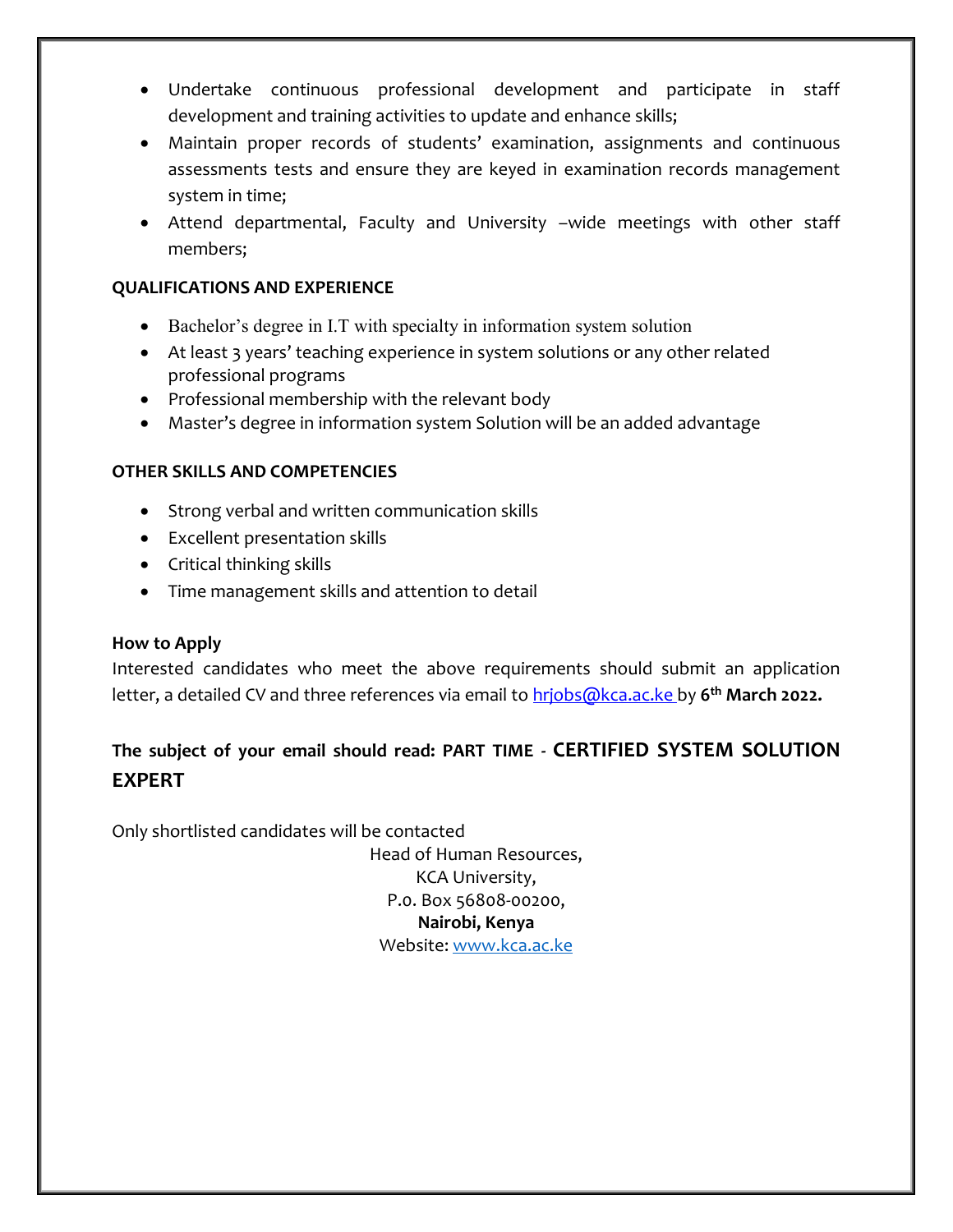- Undertake continuous professional development and participate in staff development and training activities to update and enhance skills;
- Maintain proper records of students' examination, assignments and continuous assessments tests and ensure they are keyed in examination records management system in time;
- Attend departmental, Faculty and University –wide meetings with other staff members;

**QUALIFICATIONS AND EXPERIENCE**

- Bachelor's degree in I.T with specialty in information system solution
- At least 3 years' teaching experience in system solutions or any other related professional programs
- Professional membership with the relevant body
- Master's degree in information system Solution will be an added advantage

**OTHER SKILLS AND COMPETENCIES**

- Strong verbal and written communication skills
- Excellent presentation skills
- Critical thinking skills
- Time management skills and attention to detail

**How to Apply**

Interested candidates who meet the above requirements should submit an application letter, a detailed CV and three references via email to hrjobs@kca.ac.ke by **6th March 2022.**

**The subject of your email should read: PART TIME - CERTIFIED SYSTEM SOLUTION EXPERT**

Only shortlisted candidates will be contacted

Head of Human Resources,
KCA University,
P.o. Box 56808-00200,
**Nairobi, Kenya**
Website: www.kca.ac.ke